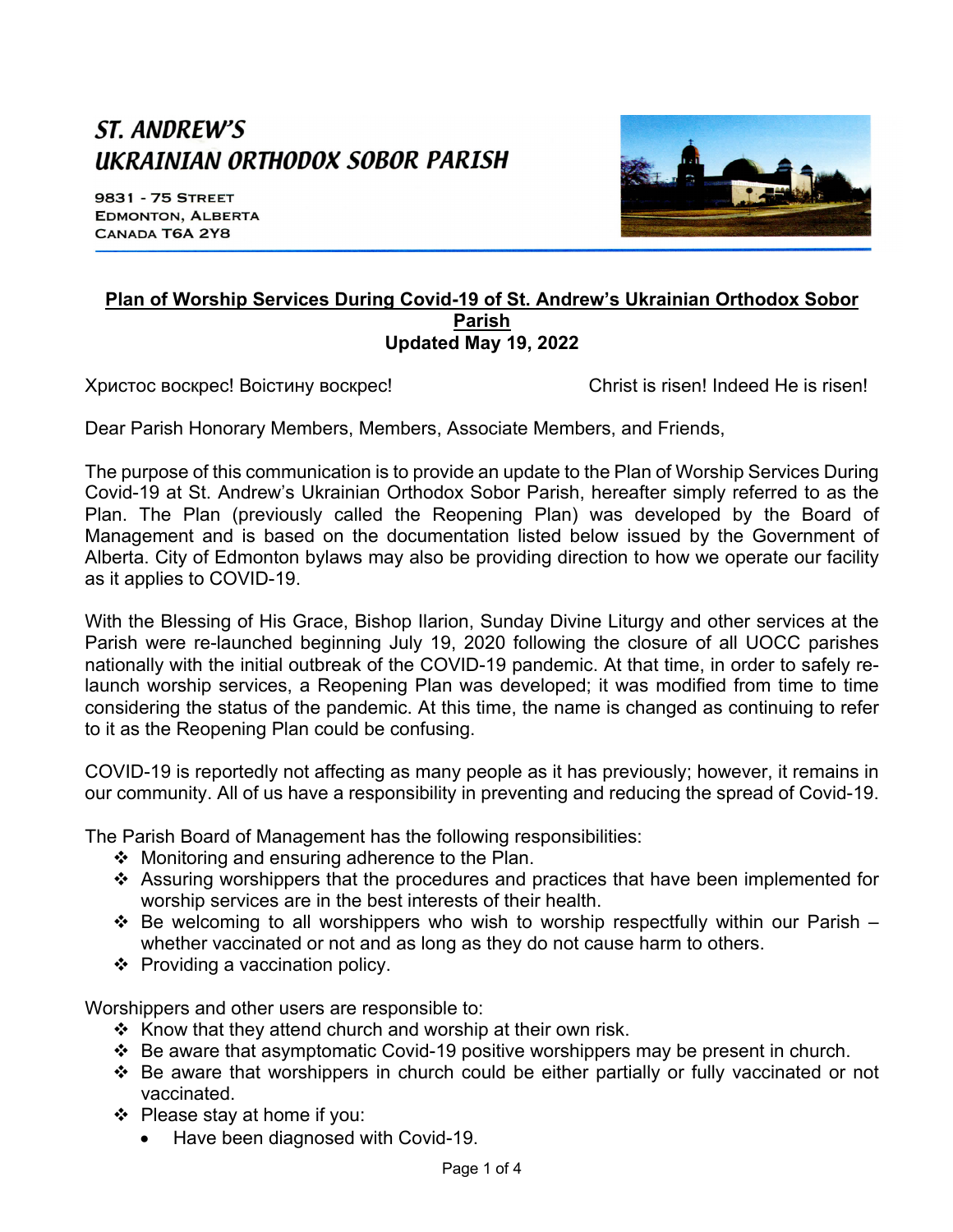# ST. ANDREW'S UKRAINIAN ORTHODOX SOBOR PARISH

9831 - 75 Street
Edmonton, Alberta
Canada T6A 2Y8

## Plan of Worship Services During Covid-19 of St. Andrew's Ukrainian Orthodox Sobor Parish
**Updated May 19, 2022**

Христос воскрес! Воістину воскрес! Christ is risen! Indeed He is risen!

Dear Parish Honorary Members, Members, Associate Members, and Friends,

The purpose of this communication is to provide an update to the Plan of Worship Services During Covid-19 at St. Andrew's Ukrainian Orthodox Sobor Parish, hereafter simply referred to as the Plan. The Plan (previously called the Reopening Plan) was developed by the Board of Management and is based on the documentation listed below issued by the Government of Alberta. City of Edmonton bylaws may also be providing direction to how we operate our facility as it applies to COVID-19.

With the Blessing of His Grace, Bishop Ilarion, Sunday Divine Liturgy and other services at the Parish were re-launched beginning July 19, 2020 following the closure of all UOCC parishes nationally with the initial outbreak of the COVID-19 pandemic. At that time, in order to safely re-launch worship services, a Reopening Plan was developed; it was modified from time to time considering the status of the pandemic. At this time, the name is changed as continuing to refer to it as the Reopening Plan could be confusing.

COVID-19 is reportedly not affecting as many people as it has previously; however, it remains in our community. All of us have a responsibility in preventing and reducing the spread of Covid-19.

The Parish Board of Management has the following responsibilities:

- Monitoring and ensuring adherence to the Plan.
- Assuring worshippers that the procedures and practices that have been implemented for worship services are in the best interests of their health.
- Be welcoming to all worshippers who wish to worship respectfully within our Parish – whether vaccinated or not and as long as they do not cause harm to others.
- Providing a vaccination policy.

Worshippers and other users are responsible to:

- Know that they attend church and worship at their own risk.
- Be aware that asymptomatic Covid-19 positive worshippers may be present in church.
- Be aware that worshippers in church could be either partially or fully vaccinated or not vaccinated.
- Please stay at home if you:
  - Have been diagnosed with Covid-19.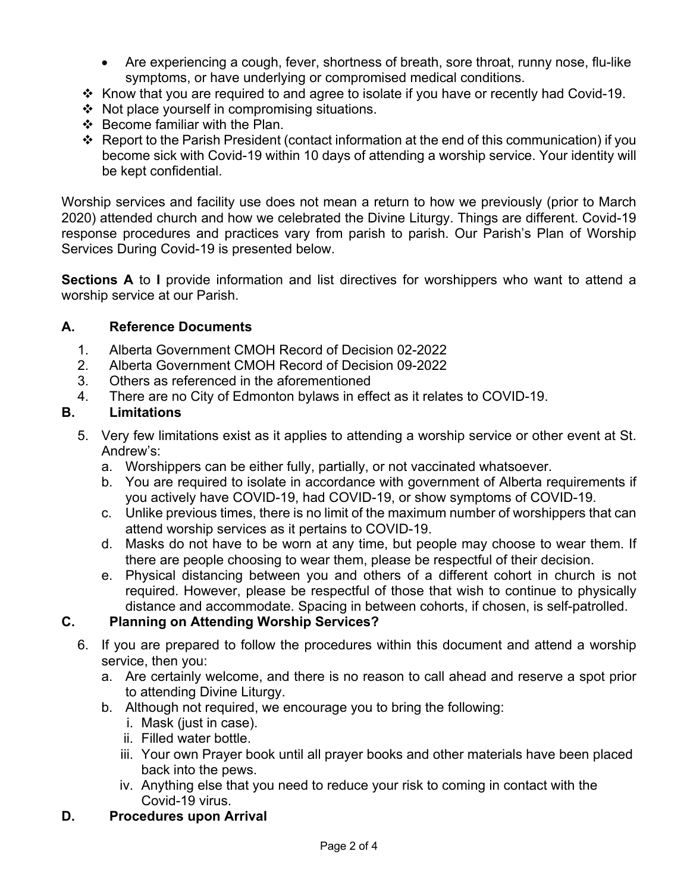- Are experiencing a cough, fever, shortness of breath, sore throat, runny nose, flu-like symptoms, or have underlying or compromised medical conditions.

❖ Know that you are required to and agree to isolate if you have or recently had Covid-19.
❖ Not place yourself in compromising situations.
❖ Become familiar with the Plan.
❖ Report to the Parish President (contact information at the end of this communication) if you become sick with Covid-19 within 10 days of attending a worship service. Your identity will be kept confidential.

Worship services and facility use does not mean a return to how we previously (prior to March 2020) attended church and how we celebrated the Divine Liturgy. Things are different. Covid-19 response procedures and practices vary from parish to parish. Our Parish's Plan of Worship Services During Covid-19 is presented below.

**Sections A** to **I** provide information and list directives for worshippers who want to attend a worship service at our Parish.

### A. Reference Documents

1. Alberta Government CMOH Record of Decision 02-2022
2. Alberta Government CMOH Record of Decision 09-2022
3. Others as referenced in the aforementioned
4. There are no City of Edmonton bylaws in effect as it relates to COVID-19.

### B. Limitations

5. Very few limitations exist as it applies to attending a worship service or other event at St. Andrew's:
   a. Worshippers can be either fully, partially, or not vaccinated whatsoever.
   b. You are required to isolate in accordance with government of Alberta requirements if you actively have COVID-19, had COVID-19, or show symptoms of COVID-19.
   c. Unlike previous times, there is no limit of the maximum number of worshippers that can attend worship services as it pertains to COVID-19.
   d. Masks do not have to be worn at any time, but people may choose to wear them. If there are people choosing to wear them, please be respectful of their decision.
   e. Physical distancing between you and others of a different cohort in church is not required. However, please be respectful of those that wish to continue to physically distance and accommodate. Spacing in between cohorts, if chosen, is self-patrolled.

### C. Planning on Attending Worship Services?

6. If you are prepared to follow the procedures within this document and attend a worship service, then you:
   a. Are certainly welcome, and there is no reason to call ahead and reserve a spot prior to attending Divine Liturgy.
   b. Although not required, we encourage you to bring the following:
      i. Mask (just in case).
      ii. Filled water bottle.
      iii. Your own Prayer book until all prayer books and other materials have been placed back into the pews.
      iv. Anything else that you need to reduce your risk to coming in contact with the Covid-19 virus.

### D. Procedures upon Arrival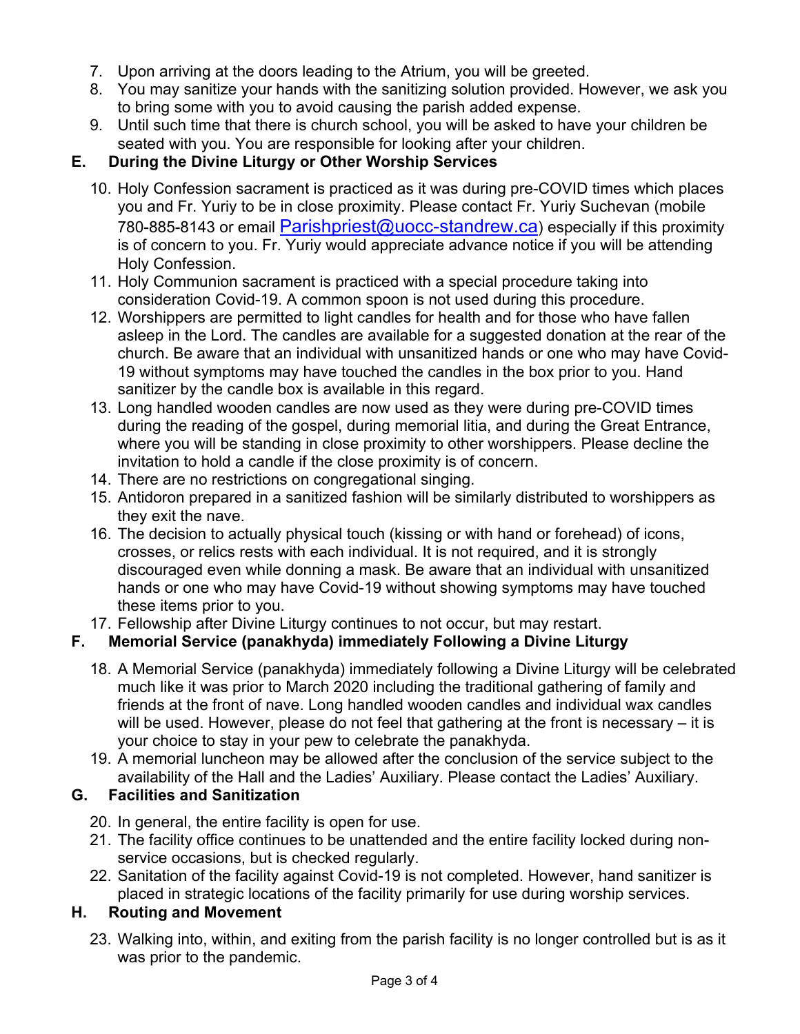7. Upon arriving at the doors leading to the Atrium, you will be greeted.
8. You may sanitize your hands with the sanitizing solution provided. However, we ask you to bring some with you to avoid causing the parish added expense.
9. Until such time that there is church school, you will be asked to have your children be seated with you. You are responsible for looking after your children.

## E. During the Divine Liturgy or Other Worship Services

10. Holy Confession sacrament is practiced as it was during pre-COVID times which places you and Fr. Yuriy to be in close proximity. Please contact Fr. Yuriy Suchevan (mobile 780-885-8143 or email Parishpriest@uocc-standrew.ca) especially if this proximity is of concern to you. Fr. Yuriy would appreciate advance notice if you will be attending Holy Confession.
11. Holy Communion sacrament is practiced with a special procedure taking into consideration Covid-19. A common spoon is not used during this procedure.
12. Worshippers are permitted to light candles for health and for those who have fallen asleep in the Lord. The candles are available for a suggested donation at the rear of the church. Be aware that an individual with unsanitized hands or one who may have Covid-19 without symptoms may have touched the candles in the box prior to you. Hand sanitizer by the candle box is available in this regard.
13. Long handled wooden candles are now used as they were during pre-COVID times during the reading of the gospel, during memorial litia, and during the Great Entrance, where you will be standing in close proximity to other worshippers. Please decline the invitation to hold a candle if the close proximity is of concern.
14. There are no restrictions on congregational singing.
15. Antidoron prepared in a sanitized fashion will be similarly distributed to worshippers as they exit the nave.
16. The decision to actually physical touch (kissing or with hand or forehead) of icons, crosses, or relics rests with each individual. It is not required, and it is strongly discouraged even while donning a mask. Be aware that an individual with unsanitized hands or one who may have Covid-19 without showing symptoms may have touched these items prior to you.
17. Fellowship after Divine Liturgy continues to not occur, but may restart.

## F. Memorial Service (panakhyda) immediately Following a Divine Liturgy

18. A Memorial Service (panakhyda) immediately following a Divine Liturgy will be celebrated much like it was prior to March 2020 including the traditional gathering of family and friends at the front of nave. Long handled wooden candles and individual wax candles will be used. However, please do not feel that gathering at the front is necessary – it is your choice to stay in your pew to celebrate the panakhyda.
19. A memorial luncheon may be allowed after the conclusion of the service subject to the availability of the Hall and the Ladies' Auxiliary. Please contact the Ladies' Auxiliary.

## G. Facilities and Sanitization

20. In general, the entire facility is open for use.
21. The facility office continues to be unattended and the entire facility locked during non-service occasions, but is checked regularly.
22. Sanitation of the facility against Covid-19 is not completed. However, hand sanitizer is placed in strategic locations of the facility primarily for use during worship services.

## H. Routing and Movement

23. Walking into, within, and exiting from the parish facility is no longer controlled but is as it was prior to the pandemic.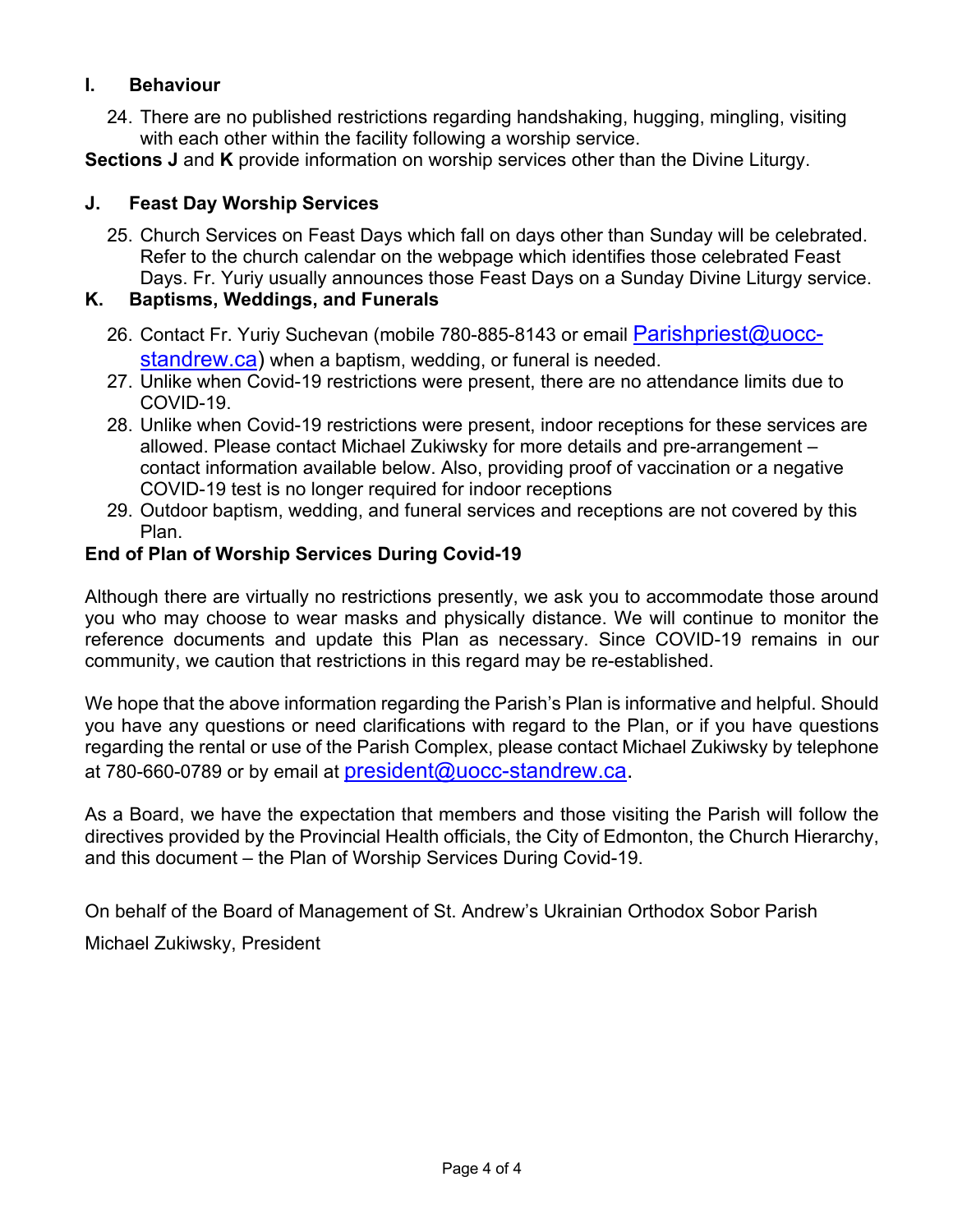## I. Behaviour

24. There are no published restrictions regarding handshaking, hugging, mingling, visiting with each other within the facility following a worship service.

**Sections J** and **K** provide information on worship services other than the Divine Liturgy.

## J. Feast Day Worship Services

25. Church Services on Feast Days which fall on days other than Sunday will be celebrated. Refer to the church calendar on the webpage which identifies those celebrated Feast Days. Fr. Yuriy usually announces those Feast Days on a Sunday Divine Liturgy service.

## K. Baptisms, Weddings, and Funerals

26. Contact Fr. Yuriy Suchevan (mobile 780-885-8143 or email Parishpriest@uocc-standrew.ca) when a baptism, wedding, or funeral is needed.
27. Unlike when Covid-19 restrictions were present, there are no attendance limits due to COVID-19.
28. Unlike when Covid-19 restrictions were present, indoor receptions for these services are allowed. Please contact Michael Zukiwsky for more details and pre-arrangement – contact information available below. Also, providing proof of vaccination or a negative COVID-19 test is no longer required for indoor receptions
29. Outdoor baptism, wedding, and funeral services and receptions are not covered by this Plan.

**End of Plan of Worship Services During Covid-19**

Although there are virtually no restrictions presently, we ask you to accommodate those around you who may choose to wear masks and physically distance. We will continue to monitor the reference documents and update this Plan as necessary. Since COVID-19 remains in our community, we caution that restrictions in this regard may be re-established.

We hope that the above information regarding the Parish's Plan is informative and helpful. Should you have any questions or need clarifications with regard to the Plan, or if you have questions regarding the rental or use of the Parish Complex, please contact Michael Zukiwsky by telephone at 780-660-0789 or by email at president@uocc-standrew.ca.

As a Board, we have the expectation that members and those visiting the Parish will follow the directives provided by the Provincial Health officials, the City of Edmonton, the Church Hierarchy, and this document – the Plan of Worship Services During Covid-19.

On behalf of the Board of Management of St. Andrew's Ukrainian Orthodox Sobor Parish

Michael Zukiwsky, President